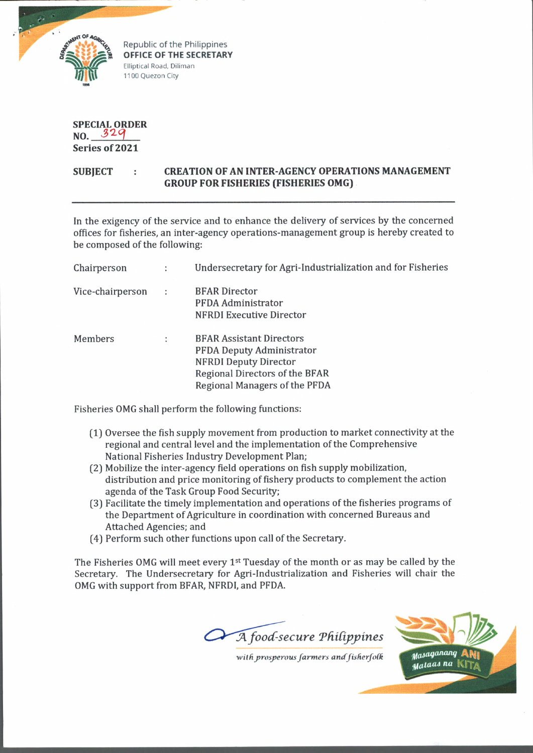Republic of the Philippines
**OFFICE OF THE SECRETARY**
Elliptical Road, Diliman
1100 Quezon City

**SPECIAL ORDER**
**NO. 329**
**Series of 2021**

**SUBJECT : CREATION OF AN INTER-AGENCY OPERATIONS MANAGEMENT GROUP FOR FISHERIES (FISHERIES OMG)**

---

In the exigency of the service and to enhance the delivery of services by the concerned offices for fisheries, an inter-agency operations-management group is hereby created to be composed of the following:

| | | |
|---|---|---|
| Chairperson | : | Undersecretary for Agri-Industrialization and for Fisheries |
| Vice-chairperson | : | BFAR Director<br>PFDA Administrator<br>NFRDI Executive Director |
| Members | : | BFAR Assistant Directors<br>PFDA Deputy Administrator<br>NFRDI Deputy Director<br>Regional Directors of the BFAR<br>Regional Managers of the PFDA |

Fisheries OMG shall perform the following functions:

(1) Oversee the fish supply movement from production to market connectivity at the regional and central level and the implementation of the Comprehensive National Fisheries Industry Development Plan;
(2) Mobilize the inter-agency field operations on fish supply mobilization, distribution and price monitoring of fishery products to complement the action agenda of the Task Group Food Security;
(3) Facilitate the timely implementation and operations of the fisheries programs of the Department of Agriculture in coordination with concerned Bureaus and Attached Agencies; and
(4) Perform such other functions upon call of the Secretary.

The Fisheries OMG will meet every 1st Tuesday of the month or as may be called by the Secretary. The Undersecretary for Agri-Industrialization and Fisheries will chair the OMG with support from BFAR, NFRDI, and PFDA.

*A food-secure Philippines*
*with prosperous farmers and fisherfolk*

Masaganang ANI Mataas na KITA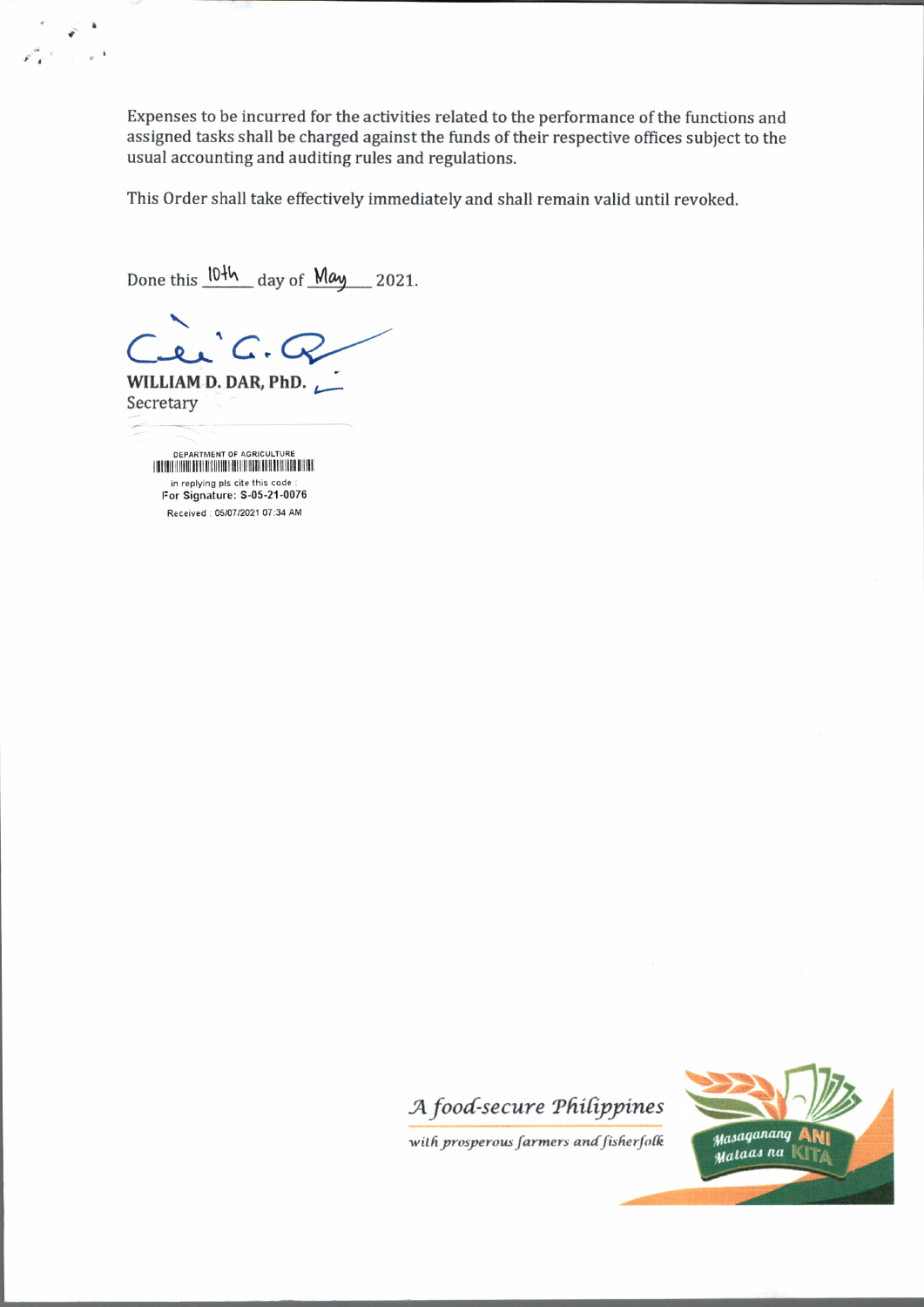Expenses to be incurred for the activities related to the performance of the functions and assigned tasks shall be charged against the funds of their respective offices subject to the usual accounting and auditing rules and regulations.

This Order shall take effectively immediately and shall remain valid until revoked.

Done this 10th day of May 2021.

**WILLIAM D. DAR, PhD.**
Secretary

DEPARTMENT OF AGRICULTURE
in replying pls cite this code :
For Signature: S-05-21-0076
Received : 05/07/2021 07:34 AM

*A food-secure Philippines*
*with prosperous farmers and fisherfolk*

Masaganang ANI
Mataas na KITA